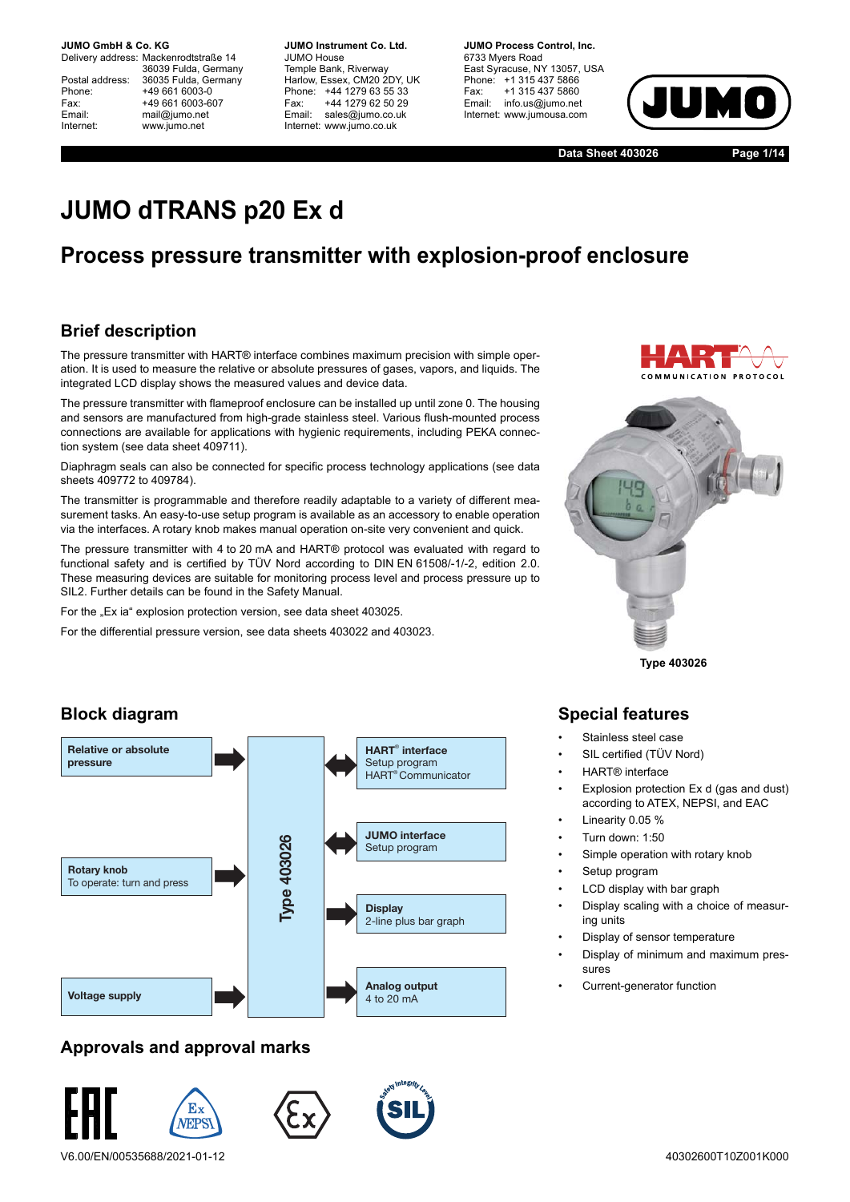**JUMO GmbH & Co. KG**
Delivery address: Mackenrodtstraße 14
36039 Fulda, Germany
Postal address: 36035 Fulda, Germany
Phone: +49 661 6003-0
Fax: +49 661 6003-607
Email: mail@jumo.net
Internet: www.jumo.net

**JUMO Instrument Co. Ltd.**
JUMO House
Temple Bank, Riverway
Harlow, Essex, CM20 2DY, UK
Phone: +44 1279 63 55 33
Fax: +44 1279 62 50 29
Email: sales@jumo.co.uk
Internet: www.jumo.co.uk

**JUMO Process Control, Inc.**
6733 Myers Road
East Syracuse, NY 13057, USA
Phone: +1 315 437 5866
Fax: +1 315 437 5860
Email: info.us@jumo.net
Internet: www.jumousa.com

Data Sheet 403026

# JUMO dTRANS p20 Ex d

## Process pressure transmitter with explosion-proof enclosure

### Brief description

The pressure transmitter with HART® interface combines maximum precision with simple operation. It is used to measure the relative or absolute pressures of gases, vapors, and liquids. The integrated LCD display shows the measured values and device data.

The pressure transmitter with flameproof enclosure can be installed up until zone 0. The housing and sensors are manufactured from high-grade stainless steel. Various flush-mounted process connections are available for applications with hygienic requirements, including PEKA connection system (see data sheet 409711).

Diaphragm seals can also be connected for specific process technology applications (see data sheets 409772 to 409784).

The transmitter is programmable and therefore readily adaptable to a variety of different measurement tasks. An easy-to-use setup program is available as an accessory to enable operation via the interfaces. A rotary knob makes manual operation on-site very convenient and quick.

The pressure transmitter with 4 to 20 mA and HART® protocol was evaluated with regard to functional safety and is certified by TÜV Nord according to DIN EN 61508/-1/-2, edition 2.0. These measuring devices are suitable for monitoring process level and process pressure up to SIL2. Further details can be found in the Safety Manual.

For the „Ex ia“ explosion protection version, see data sheet 403025.

For the differential pressure version, see data sheets 403022 and 403023.

Type 403026

### Block diagram

- **Relative or absolute pressure** → Type 403026
- **Rotary knob** – To operate: turn and press → Type 403026
- **Voltage supply** → Type 403026
- Type 403026 ↔ **HART® interface** – Setup program, HART® Communicator
- Type 403026 ↔ **JUMO interface** – Setup program
- Type 403026 → **Display** – 2-line plus bar graph
- Type 403026 → **Analog output** – 4 to 20 mA

### Special features

- Stainless steel case
- SIL certified (TÜV Nord)
- HART® interface
- Explosion protection Ex d (gas and dust) according to ATEX, NEPSI, and EAC
- Linearity 0.05 %
- Turn down: 1:50
- Simple operation with rotary knob
- Setup program
- LCD display with bar graph
- Display scaling with a choice of measuring units
- Display of sensor temperature
- Display of minimum and maximum pressures
- Current-generator function

### Approvals and approval marks

V6.00/EN/00535688/2021-01-12

40302600T10Z001K000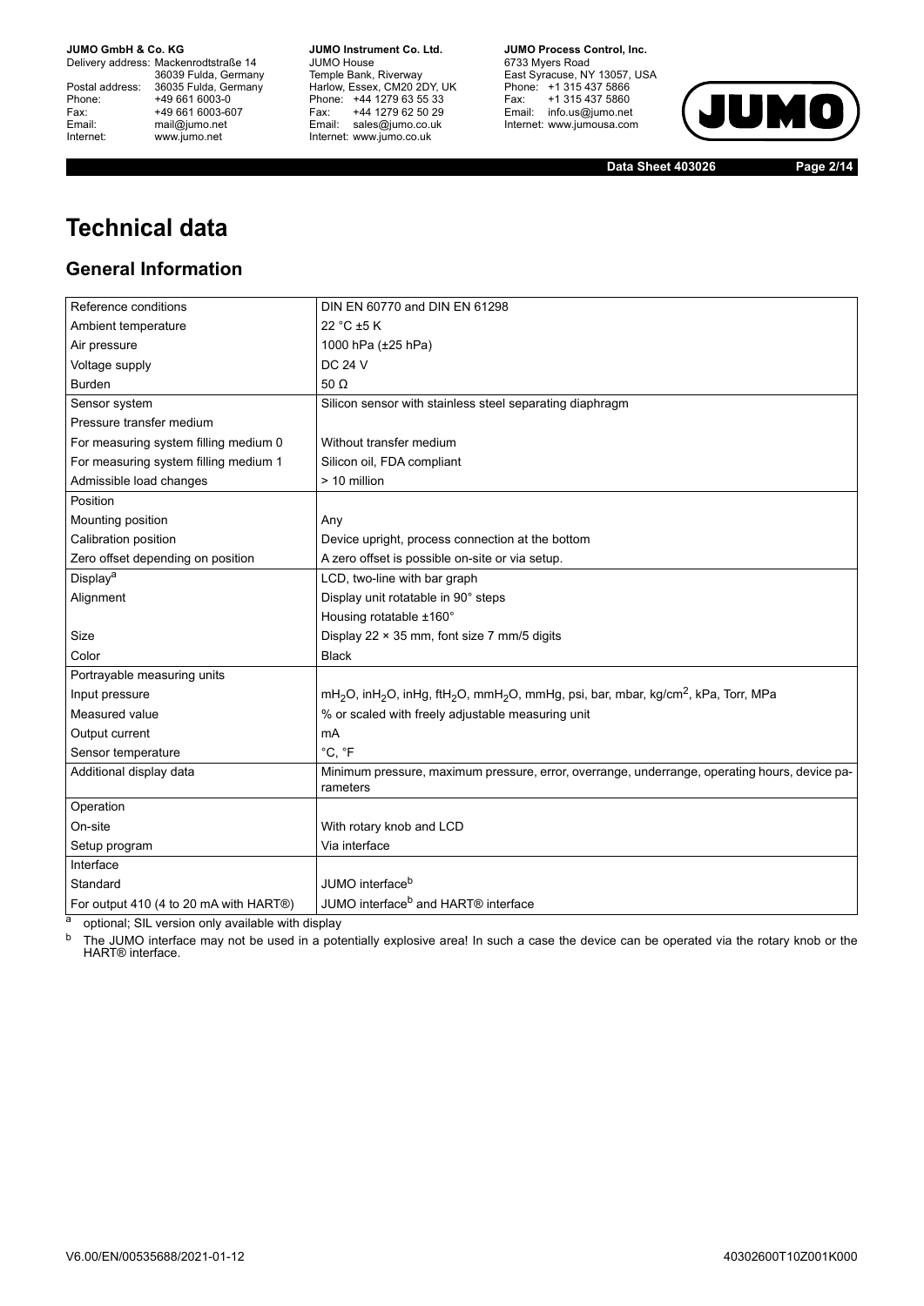# Technical data

## General Information

| | |
|---|---|
| Reference conditions | DIN EN 60770 and DIN EN 61298 |
| Ambient temperature | 22 °C ±5 K |
| Air pressure | 1000 hPa (±25 hPa) |
| Voltage supply | DC 24 V |
| Burden | 50 Ω |
| Sensor system | Silicon sensor with stainless steel separating diaphragm |
| Pressure transfer medium | |
| For measuring system filling medium 0 | Without transfer medium |
| For measuring system filling medium 1 | Silicon oil, FDA compliant |
| Admissible load changes | > 10 million |
| Position | |
| Mounting position | Any |
| Calibration position | Device upright, process connection at the bottom |
| Zero offset depending on position | A zero offset is possible on-site or via setup. |
| Display[a] | LCD, two-line with bar graph |
| Alignment | Display unit rotatable in 90° steps |
| | Housing rotatable ±160° |
| Size | Display 22 × 35 mm, font size 7 mm/5 digits |
| Color | Black |
| Portrayable measuring units | |
| Input pressure | $mH_2O$, $inH_2O$, inHg, $ftH_2O$, $mmH_2O$, mmHg, psi, bar, mbar, $kg/cm^2$, kPa, Torr, MPa |
| Measured value | % or scaled with freely adjustable measuring unit |
| Output current | mA |
| Sensor temperature | °C, °F |
| Additional display data | Minimum pressure, maximum pressure, error, overrange, underrange, operating hours, device parameters |
| Operation | |
| On-site | With rotary knob and LCD |
| Setup program | Via interface |
| Interface | |
| Standard | JUMO interface[b] |
| For output 410 (4 to 20 mA with HART®) | JUMO interface[b] and HART® interface |

[a] optional; SIL version only available with display

[b] The JUMO interface may not be used in a potentially explosive area! In such a case the device can be operated via the rotary knob or the HART® interface.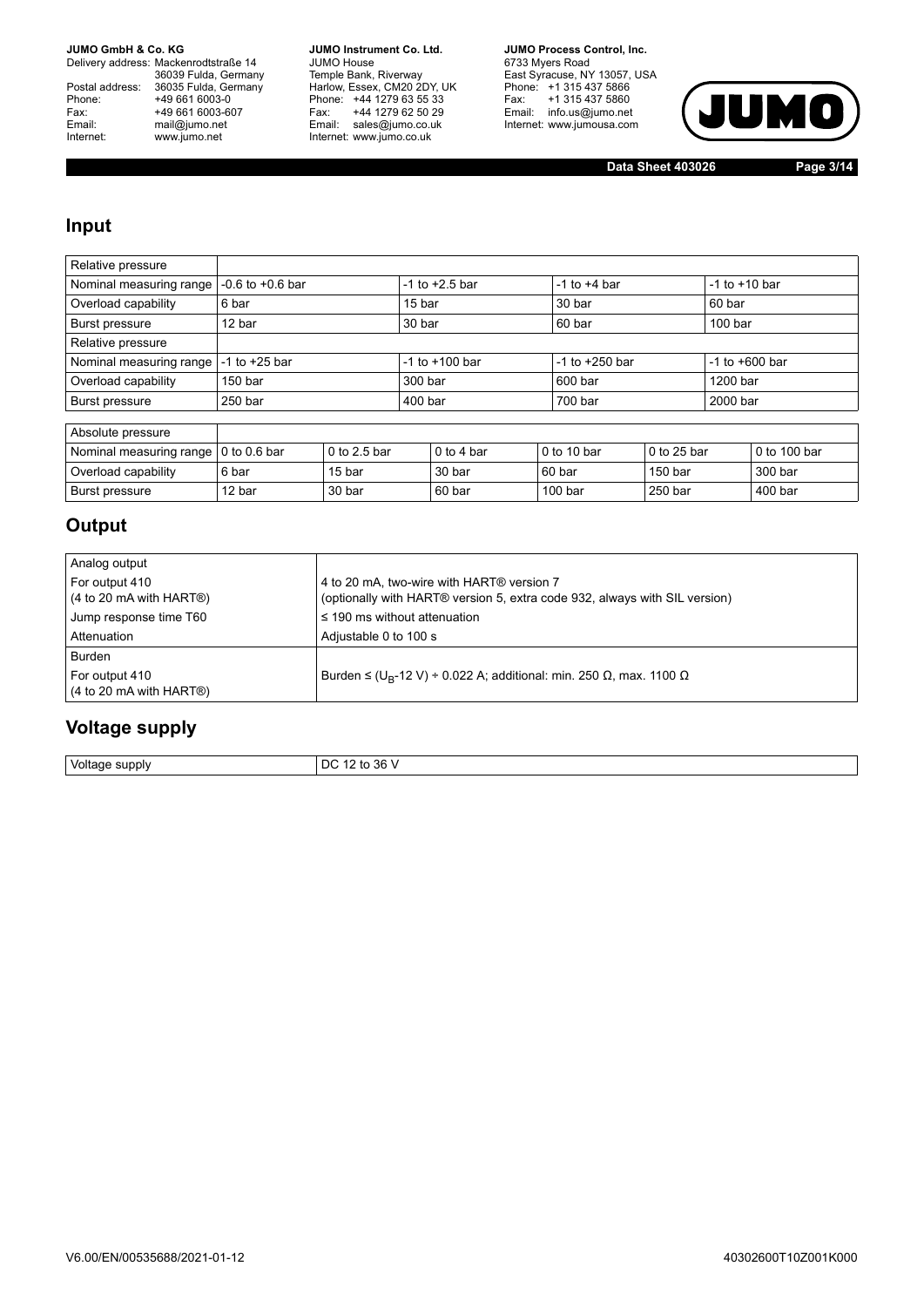## Input

| Relative pressure | | | | |
|---|---|---|---|---|
| Nominal measuring range | -0.6 to +0.6 bar | -1 to +2.5 bar | -1 to +4 bar | -1 to +10 bar |
| Overload capability | 6 bar | 15 bar | 30 bar | 60 bar |
| Burst pressure | 12 bar | 30 bar | 60 bar | 100 bar |
| Relative pressure | | | | |
| Nominal measuring range | -1 to +25 bar | -1 to +100 bar | -1 to +250 bar | -1 to +600 bar |
| Overload capability | 150 bar | 300 bar | 600 bar | 1200 bar |
| Burst pressure | 250 bar | 400 bar | 700 bar | 2000 bar |

| Absolute pressure | | | | | | |
|---|---|---|---|---|---|---|
| Nominal measuring range | 0 to 0.6 bar | 0 to 2.5 bar | 0 to 4 bar | 0 to 10 bar | 0 to 25 bar | 0 to 100 bar |
| Overload capability | 6 bar | 15 bar | 30 bar | 60 bar | 150 bar | 300 bar |
| Burst pressure | 12 bar | 30 bar | 60 bar | 100 bar | 250 bar | 400 bar |

## Output

| Analog output | |
|---|---|
| For output 410<br>(4 to 20 mA with HART®) | 4 to 20 mA, two-wire with HART® version 7<br>(optionally with HART® version 5, extra code 932, always with SIL version) |
| Jump response time T60 | ≤ 190 ms without attenuation |
| Attenuation | Adjustable 0 to 100 s |
| Burden | |
| For output 410<br>(4 to 20 mA with HART®) | Burden ≤ ($U_B$-12 V) ÷ 0.022 A; additional: min. 250 Ω, max. 1100 Ω |

## Voltage supply

| Voltage supply | DC 12 to 36 V |
|---|---|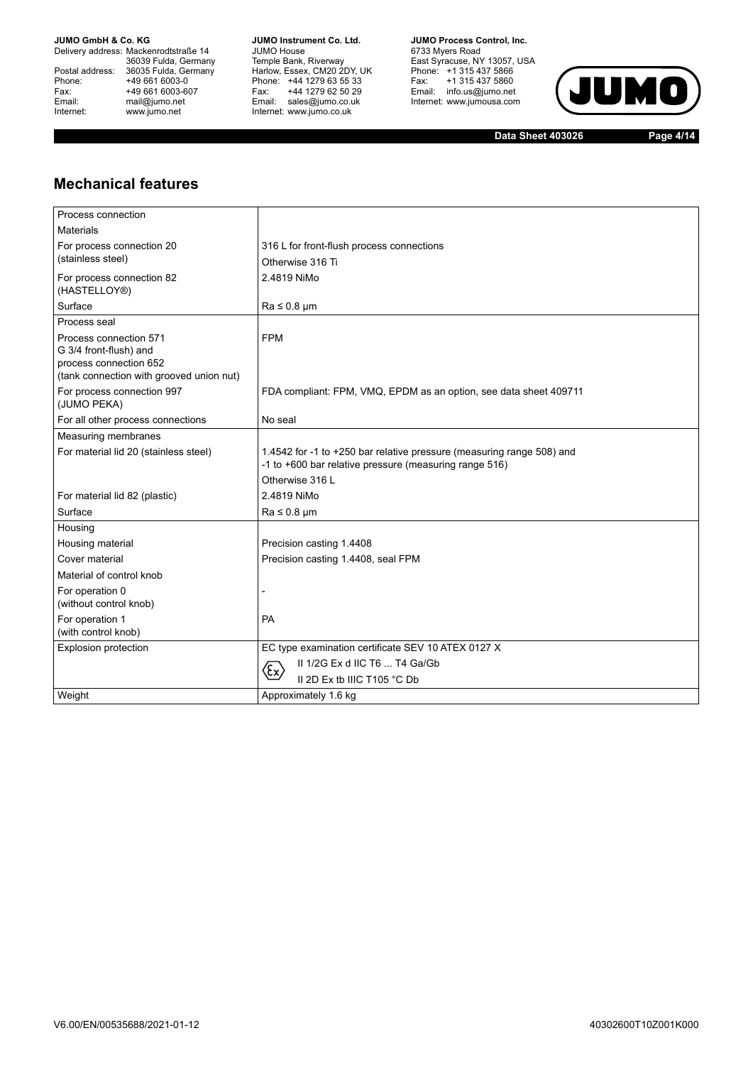## Mechanical features

| | |
|---|---|
| Process connection | |
| Materials | |
| For process connection 20 (stainless steel) | 316 L for front-flush process connections<br>Otherwise 316 Ti |
| For process connection 82 (HASTELLOY®) | 2.4819 NiMo |
| Surface | Ra ≤ 0.8 µm |
| Process seal | |
| Process connection 571 G 3/4 front-flush) and process connection 652 (tank connection with grooved union nut) | FPM |
| For process connection 997 (JUMO PEKA) | FDA compliant: FPM, VMQ, EPDM as an option, see data sheet 409711 |
| For all other process connections | No seal |
| Measuring membranes | |
| For material lid 20 (stainless steel) | 1.4542 for -1 to +250 bar relative pressure (measuring range 508) and -1 to +600 bar relative pressure (measuring range 516)<br>Otherwise 316 L |
| For material lid 82 (plastic) | 2.4819 NiMo |
| Surface | Ra ≤ 0.8 µm |
| Housing | |
| Housing material | Precision casting 1.4408 |
| Cover material | Precision casting 1.4408, seal FPM |
| Material of control knob | |
| For operation 0 (without control knob) | - |
| For operation 1 (with control knob) | PA |
| Explosion protection | EC type examination certificate SEV 10 ATEX 0127 X<br>Ex II 1/2G Ex d IIC T6 ... T4 Ga/Gb<br>II 2D Ex tb IIIC T105 °C Db |
| Weight | Approximately 1.6 kg |

V6.00/EN/00535688/2021-01-12 40302600T10Z001K000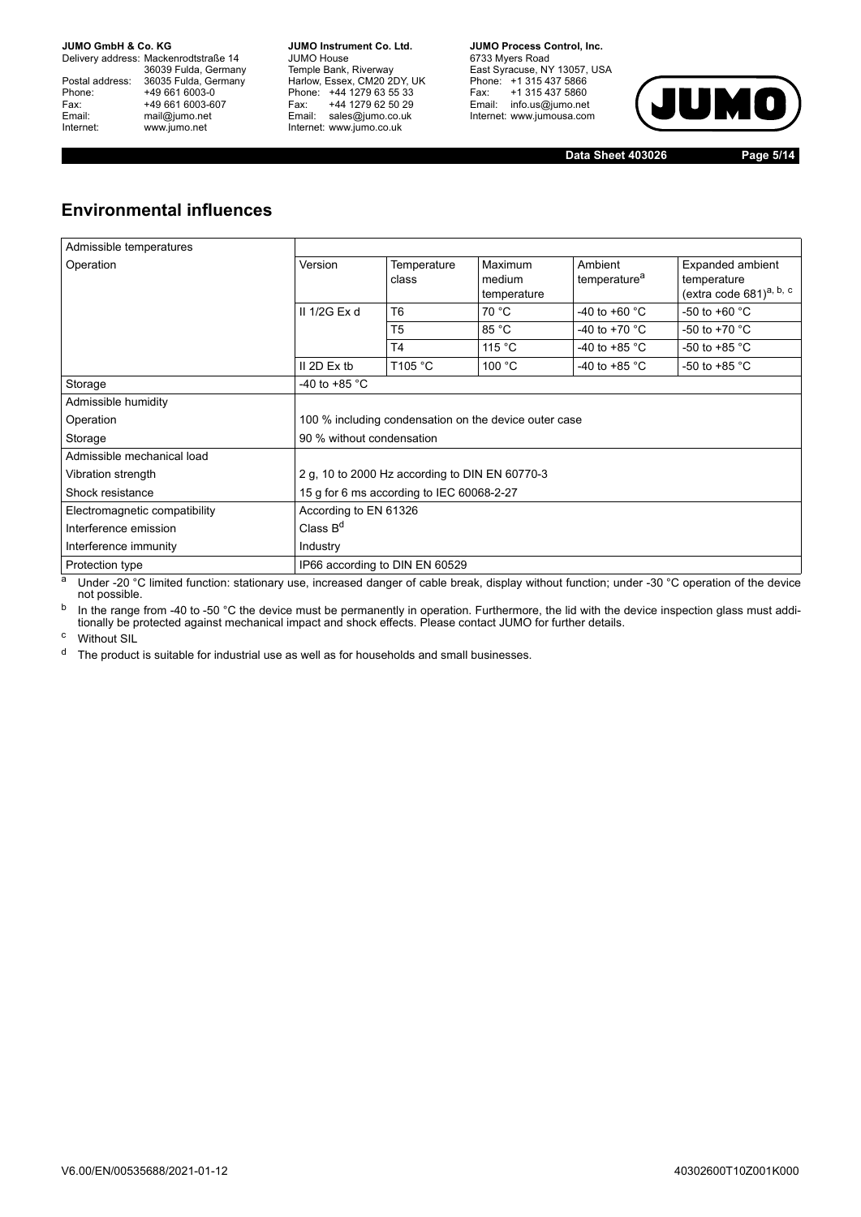## Environmental influences

| Admissible temperatures | | | | | |
|---|---|---|---|---|---|
| Operation | Version | Temperature class | Maximum medium temperature | Ambient temperature[a] | Expanded ambient temperature (extra code 681)[a, b, c] |
| | II 1/2G Ex d | T6 | 70 °C | -40 to +60 °C | -50 to +60 °C |
| | | T5 | 85 °C | -40 to +70 °C | -50 to +70 °C |
| | | T4 | 115 °C | -40 to +85 °C | -50 to +85 °C |
| | II 2D Ex tb | T105 °C | 100 °C | -40 to +85 °C | -50 to +85 °C |
| Storage | -40 to +85 °C | | | | |
| Admissible humidity | | | | | |
| Operation | 100 % including condensation on the device outer case | | | | |
| Storage | 90 % without condensation | | | | |
| Admissible mechanical load | | | | | |
| Vibration strength | 2 g, 10 to 2000 Hz according to DIN EN 60770-3 | | | | |
| Shock resistance | 15 g for 6 ms according to IEC 60068-2-27 | | | | |
| Electromagnetic compatibility | According to EN 61326 | | | | |
| Interference emission | Class B[d] | | | | |
| Interference immunity | Industry | | | | |
| Protection type | IP66 according to DIN EN 60529 | | | | |

[a] Under -20 °C limited function: stationary use, increased danger of cable break, display without function; under -30 °C operation of the device not possible.

[b] In the range from -40 to -50 °C the device must be permanently in operation. Furthermore, the lid with the device inspection glass must additionally be protected against mechanical impact and shock effects. Please contact JUMO for further details.

[c] Without SIL

[d] The product is suitable for industrial use as well as for households and small businesses.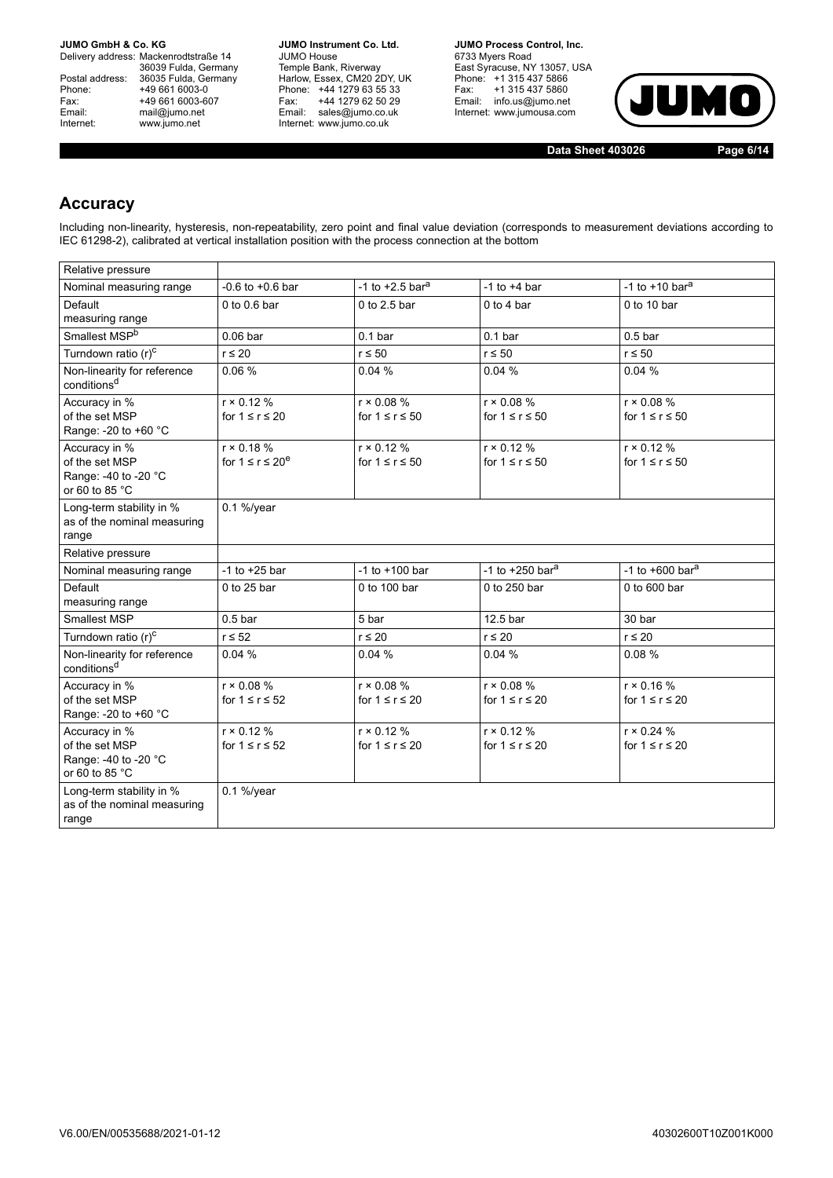## Accuracy

Including non-linearity, hysteresis, non-repeatability, zero point and final value deviation (corresponds to measurement deviations according to IEC 61298-2), calibrated at vertical installation position with the process connection at the bottom

| Relative pressure | | | | |
|---|---|---|---|---|
| Nominal measuring range | -0.6 to +0.6 bar | -1 to +2.5 bar[a] | -1 to +4 bar | -1 to +10 bar[a] |
| Default measuring range | 0 to 0.6 bar | 0 to 2.5 bar | 0 to 4 bar | 0 to 10 bar |
| Smallest MSP[b] | 0.06 bar | 0.1 bar | 0.1 bar | 0.5 bar |
| Turndown ratio (r)[c] | r ≤ 20 | r ≤ 50 | r ≤ 50 | r ≤ 50 |
| Non-linearity for reference conditions[d] | 0.06 % | 0.04 % | 0.04 % | 0.04 % |
| Accuracy in % of the set MSP Range: -20 to +60 °C | r × 0.12 % for 1 ≤ r ≤ 20 | r × 0.08 % for 1 ≤ r ≤ 50 | r × 0.08 % for 1 ≤ r ≤ 50 | r × 0.08 % for 1 ≤ r ≤ 50 |
| Accuracy in % of the set MSP Range: -40 to -20 °C or 60 to 85 °C | r × 0.18 % for 1 ≤ r ≤ 20[e] | r × 0.12 % for 1 ≤ r ≤ 50 | r × 0.12 % for 1 ≤ r ≤ 50 | r × 0.12 % for 1 ≤ r ≤ 50 |
| Long-term stability in % as of the nominal measuring range | 0.1 %/year | | | |
| Relative pressure | | | | |
| Nominal measuring range | -1 to +25 bar | -1 to +100 bar | -1 to +250 bar[a] | -1 to +600 bar[a] |
| Default measuring range | 0 to 25 bar | 0 to 100 bar | 0 to 250 bar | 0 to 600 bar |
| Smallest MSP | 0.5 bar | 5 bar | 12.5 bar | 30 bar |
| Turndown ratio (r)[c] | r ≤ 52 | r ≤ 20 | r ≤ 20 | r ≤ 20 |
| Non-linearity for reference conditions[d] | 0.04 % | 0.04 % | 0.04 % | 0.08 % |
| Accuracy in % of the set MSP Range: -20 to +60 °C | r × 0.08 % for 1 ≤ r ≤ 52 | r × 0.08 % for 1 ≤ r ≤ 20 | r × 0.08 % for 1 ≤ r ≤ 20 | r × 0.16 % for 1 ≤ r ≤ 20 |
| Accuracy in % of the set MSP Range: -40 to -20 °C or 60 to 85 °C | r × 0.12 % for 1 ≤ r ≤ 52 | r × 0.12 % for 1 ≤ r ≤ 20 | r × 0.12 % for 1 ≤ r ≤ 20 | r × 0.24 % for 1 ≤ r ≤ 20 |
| Long-term stability in % as of the nominal measuring range | 0.1 %/year | | | |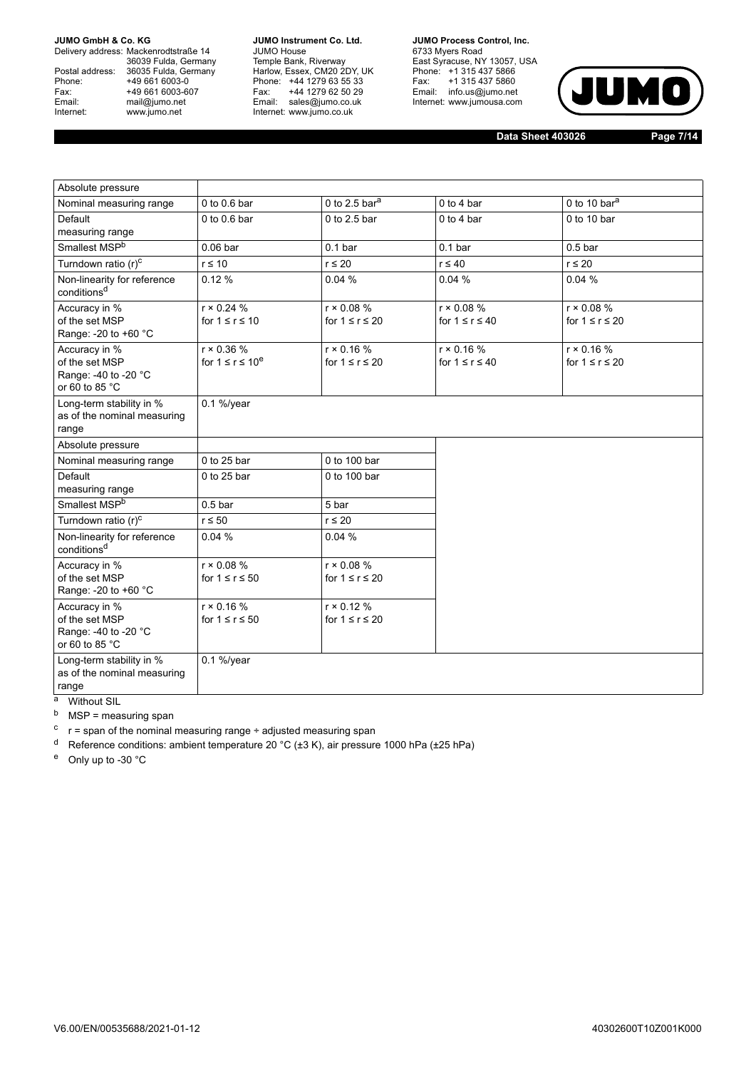| Absolute pressure | | | | |
|---|---|---|---|---|
| Nominal measuring range | 0 to 0.6 bar | 0 to 2.5 bar[a] | 0 to 4 bar | 0 to 10 bar[a] |
| Default measuring range | 0 to 0.6 bar | 0 to 2.5 bar | 0 to 4 bar | 0 to 10 bar |
| Smallest MSP[b] | 0.06 bar | 0.1 bar | 0.1 bar | 0.5 bar |
| Turndown ratio (r)[c] | r ≤ 10 | r ≤ 20 | r ≤ 40 | r ≤ 20 |
| Non-linearity for reference conditions[d] | 0.12 % | 0.04 % | 0.04 % | 0.04 % |
| Accuracy in % of the set MSP Range: -20 to +60 °C | r × 0.24 % for 1 ≤ r ≤ 10 | r × 0.08 % for 1 ≤ r ≤ 20 | r × 0.08 % for 1 ≤ r ≤ 40 | r × 0.08 % for 1 ≤ r ≤ 20 |
| Accuracy in % of the set MSP Range: -40 to -20 °C or 60 to 85 °C | r × 0.36 % for 1 ≤ r ≤ 10[e] | r × 0.16 % for 1 ≤ r ≤ 20 | r × 0.16 % for 1 ≤ r ≤ 40 | r × 0.16 % for 1 ≤ r ≤ 20 |
| Long-term stability in % as of the nominal measuring range | 0.1 %/year | | | |

| Absolute pressure | | |
|---|---|---|
| Nominal measuring range | 0 to 25 bar | 0 to 100 bar |
| Default measuring range | 0 to 25 bar | 0 to 100 bar |
| Smallest MSP[b] | 0.5 bar | 5 bar |
| Turndown ratio (r)[c] | r ≤ 50 | r ≤ 20 |
| Non-linearity for reference conditions[d] | 0.04 % | 0.04 % |
| Accuracy in % of the set MSP Range: -20 to +60 °C | r × 0.08 % for 1 ≤ r ≤ 50 | r × 0.08 % for 1 ≤ r ≤ 20 |
| Accuracy in % of the set MSP Range: -40 to -20 °C or 60 to 85 °C | r × 0.16 % for 1 ≤ r ≤ 50 | r × 0.12 % for 1 ≤ r ≤ 20 |
| Long-term stability in % as of the nominal measuring range | 0.1 %/year | |

[a] Without SIL

[b] MSP = measuring span

[c] r = span of the nominal measuring range ÷ adjusted measuring span

[d] Reference conditions: ambient temperature 20 °C (±3 K), air pressure 1000 hPa (±25 hPa)

[e] Only up to -30 °C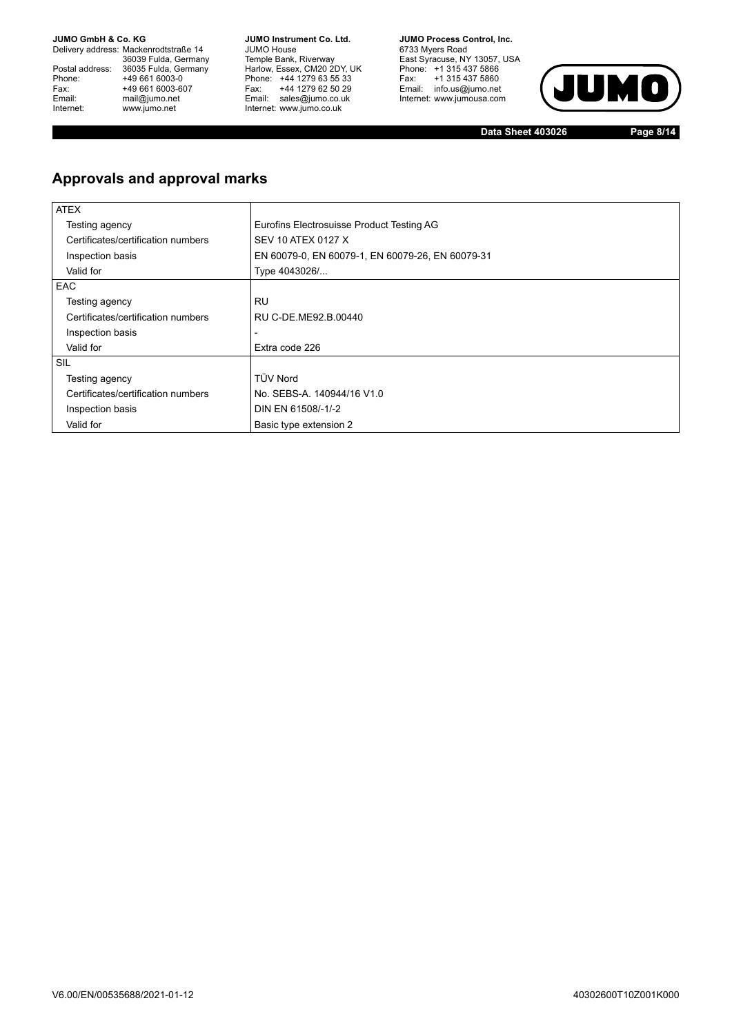## Approvals and approval marks

| | |
|---|---|
| ATEX | |
| Testing agency | Eurofins Electrosuisse Product Testing AG |
| Certificates/certification numbers | SEV 10 ATEX 0127 X |
| Inspection basis | EN 60079-0, EN 60079-1, EN 60079-26, EN 60079-31 |
| Valid for | Type 4043026/... |
| EAC | |
| Testing agency | RU |
| Certificates/certification numbers | RU C-DE.ME92.B.00440 |
| Inspection basis | - |
| Valid for | Extra code 226 |
| SIL | |
| Testing agency | TÜV Nord |
| Certificates/certification numbers | No. SEBS-A. 140944/16 V1.0 |
| Inspection basis | DIN EN 61508/-1/-2 |
| Valid for | Basic type extension 2 |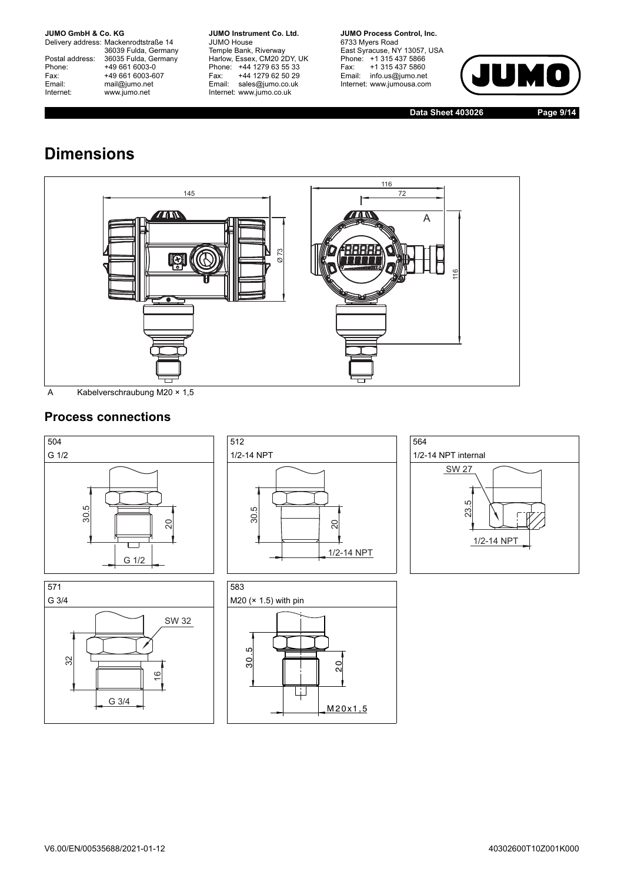# Dimensions

A Kabelverschraubung M20 × 1,5

## Process connections

| 504 | 512 | 564 |
|---|---|---|
| G 1/2 | 1/2-14 NPT | 1/2-14 NPT internal |

| 571 | 583 |
|---|---|
| G 3/4 | M20 (× 1.5) with pin |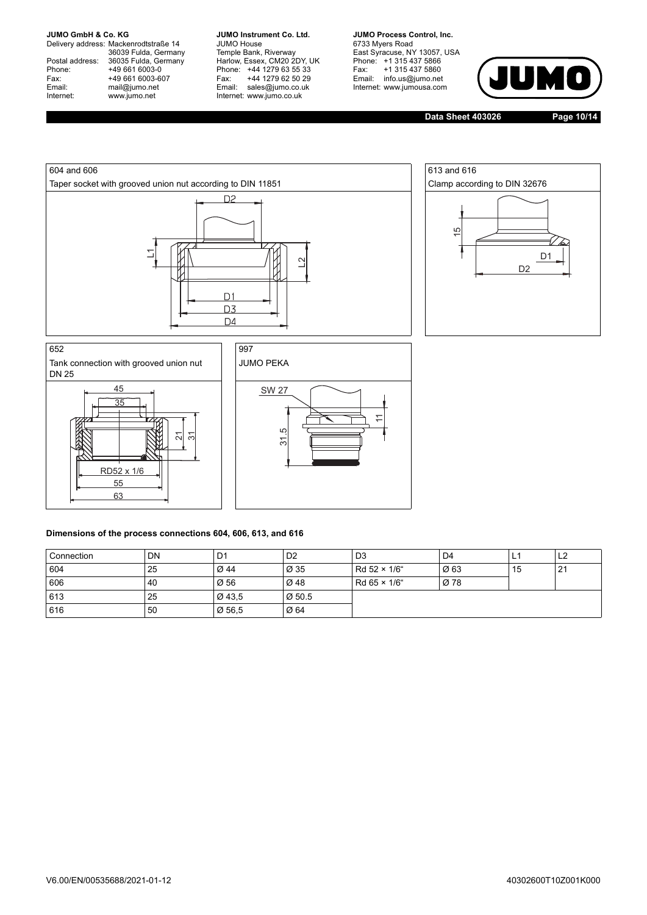604 and 606

Taper socket with grooved union nut according to DIN 11851

613 and 616

Clamp according to DIN 32676

652

Tank connection with grooved union nut DN 25

997

JUMO PEKA

**Dimensions of the process connections 604, 606, 613, and 616**

| Connection | DN | D1 | D2 | D3 | D4 | L1 | L2 |
|---|---|---|---|---|---|---|---|
| 604 | 25 | Ø 44 | Ø 35 | Rd 52 × 1/6" | Ø 63 | 15 | 21 |
| 606 | 40 | Ø 56 | Ø 48 | Rd 65 × 1/6" | Ø 78 | | |
| 613 | 25 | Ø 43,5 | Ø 50.5 | | | | |
| 616 | 50 | Ø 56,5 | Ø 64 | | | | |

V6.00/EN/00535688/2021-01-12 40302600T10Z001K000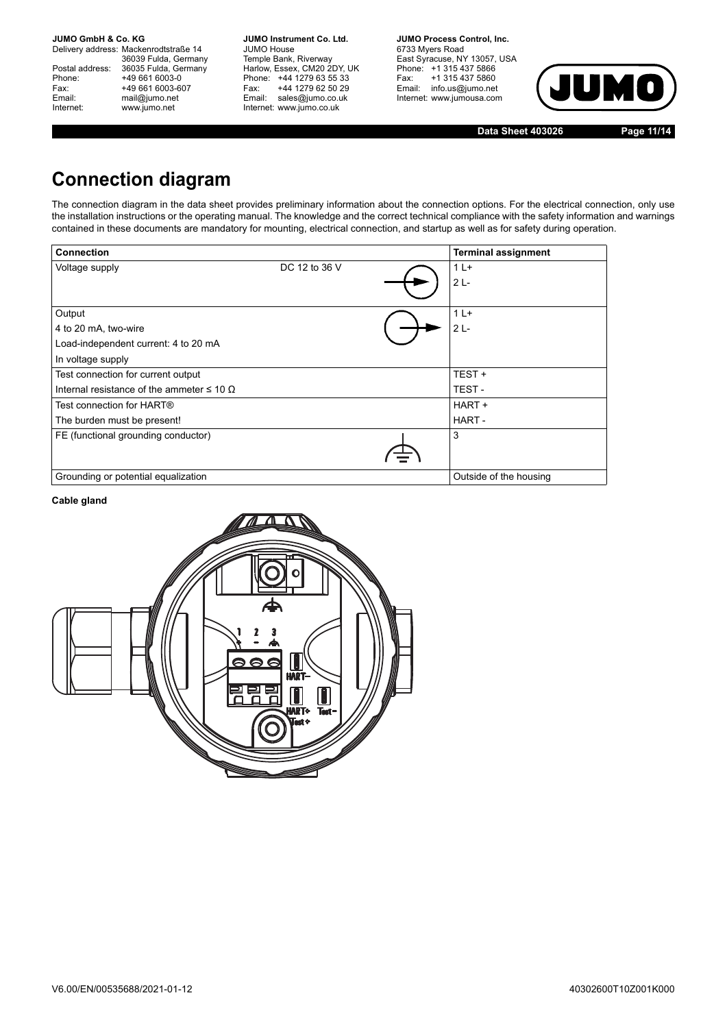# Connection diagram

The connection diagram in the data sheet provides preliminary information about the connection options. For the electrical connection, only use the installation instructions or the operating manual. The knowledge and the correct technical compliance with the safety information and warnings contained in these documents are mandatory for mounting, electrical connection, and startup as well as for safety during operation.

| Connection | | Terminal assignment |
|---|---|---|
| Voltage supply | DC 12 to 36 V | 1 L+<br>2 L- |
| Output<br>4 to 20 mA, two-wire<br>Load-independent current: 4 to 20 mA<br>In voltage supply | | 1 L+<br>2 L- |
| Test connection for current output<br>Internal resistance of the ammeter ≤ 10 Ω | | TEST +<br>TEST - |
| Test connection for HART®<br>The burden must be present! | | HART +<br>HART - |
| FE (functional grounding conductor) | | 3 |
| Grounding or potential equalization | | Outside of the housing |

**Cable gland**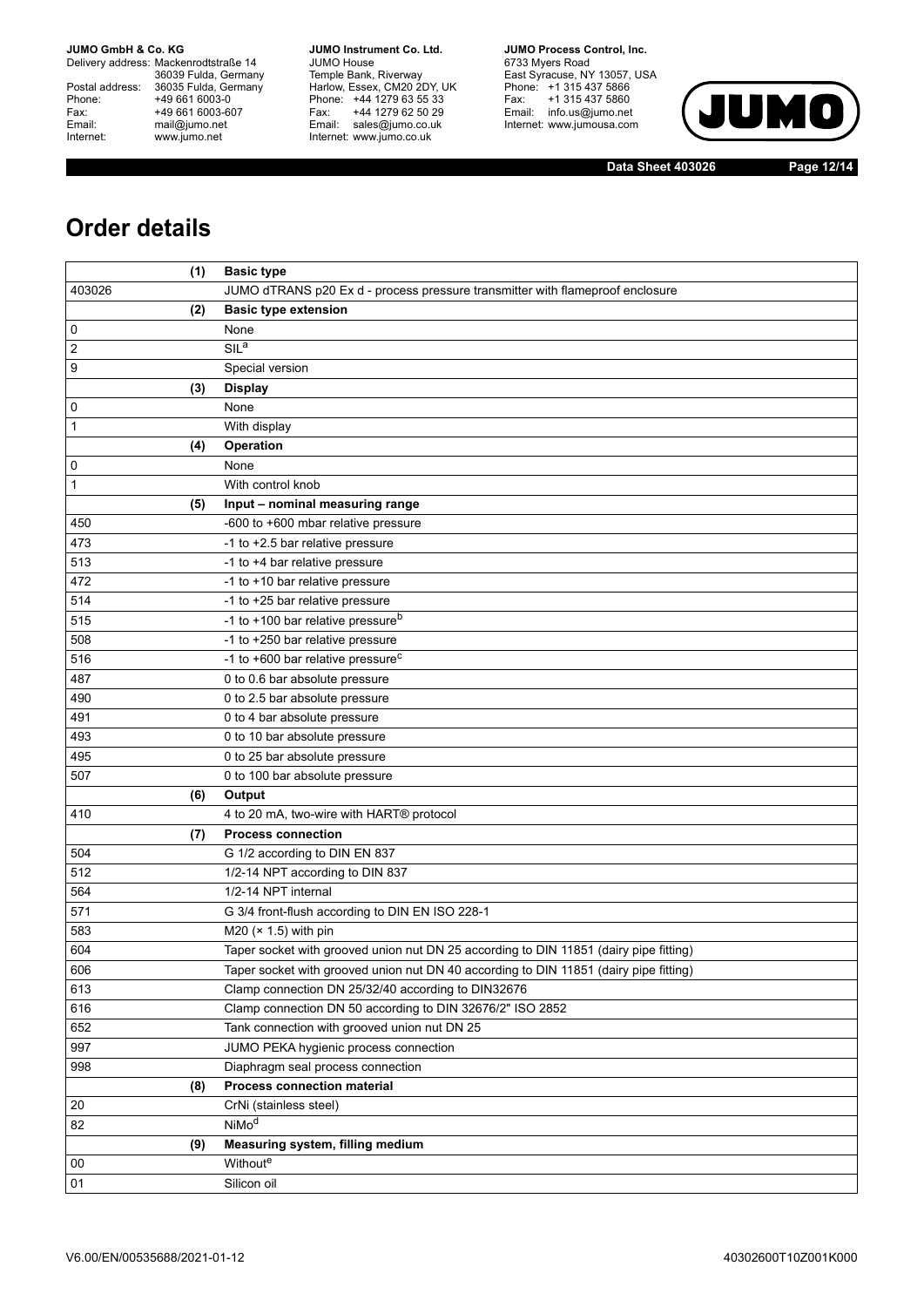# Order details

| (1) | Basic type |
|---|---|
| 403026 | JUMO dTRANS p20 Ex d - process pressure transmitter with flameproof enclosure |
| **(2)** | **Basic type extension** |
| 0 | None |
| 2 | SIL[a] |
| 9 | Special version |
| **(3)** | **Display** |
| 0 | None |
| 1 | With display |
| **(4)** | **Operation** |
| 0 | None |
| 1 | With control knob |
| **(5)** | **Input – nominal measuring range** |
| 450 | -600 to +600 mbar relative pressure |
| 473 | -1 to +2.5 bar relative pressure |
| 513 | -1 to +4 bar relative pressure |
| 472 | -1 to +10 bar relative pressure |
| 514 | -1 to +25 bar relative pressure |
| 515 | -1 to +100 bar relative pressure[b] |
| 508 | -1 to +250 bar relative pressure |
| 516 | -1 to +600 bar relative pressure[c] |
| 487 | 0 to 0.6 bar absolute pressure |
| 490 | 0 to 2.5 bar absolute pressure |
| 491 | 0 to 4 bar absolute pressure |
| 493 | 0 to 10 bar absolute pressure |
| 495 | 0 to 25 bar absolute pressure |
| 507 | 0 to 100 bar absolute pressure |
| **(6)** | **Output** |
| 410 | 4 to 20 mA, two-wire with HART® protocol |
| **(7)** | **Process connection** |
| 504 | G 1/2 according to DIN EN 837 |
| 512 | 1/2-14 NPT according to DIN 837 |
| 564 | 1/2-14 NPT internal |
| 571 | G 3/4 front-flush according to DIN EN ISO 228-1 |
| 583 | M20 (× 1.5) with pin |
| 604 | Taper socket with grooved union nut DN 25 according to DIN 11851 (dairy pipe fitting) |
| 606 | Taper socket with grooved union nut DN 40 according to DIN 11851 (dairy pipe fitting) |
| 613 | Clamp connection DN 25/32/40 according to DIN32676 |
| 616 | Clamp connection DN 50 according to DIN 32676/2" ISO 2852 |
| 652 | Tank connection with grooved union nut DN 25 |
| 997 | JUMO PEKA hygienic process connection |
| 998 | Diaphragm seal process connection |
| **(8)** | **Process connection material** |
| 20 | CrNi (stainless steel) |
| 82 | NiMo[d] |
| **(9)** | **Measuring system, filling medium** |
| 00 | Without[e] |
| 01 | Silicon oil |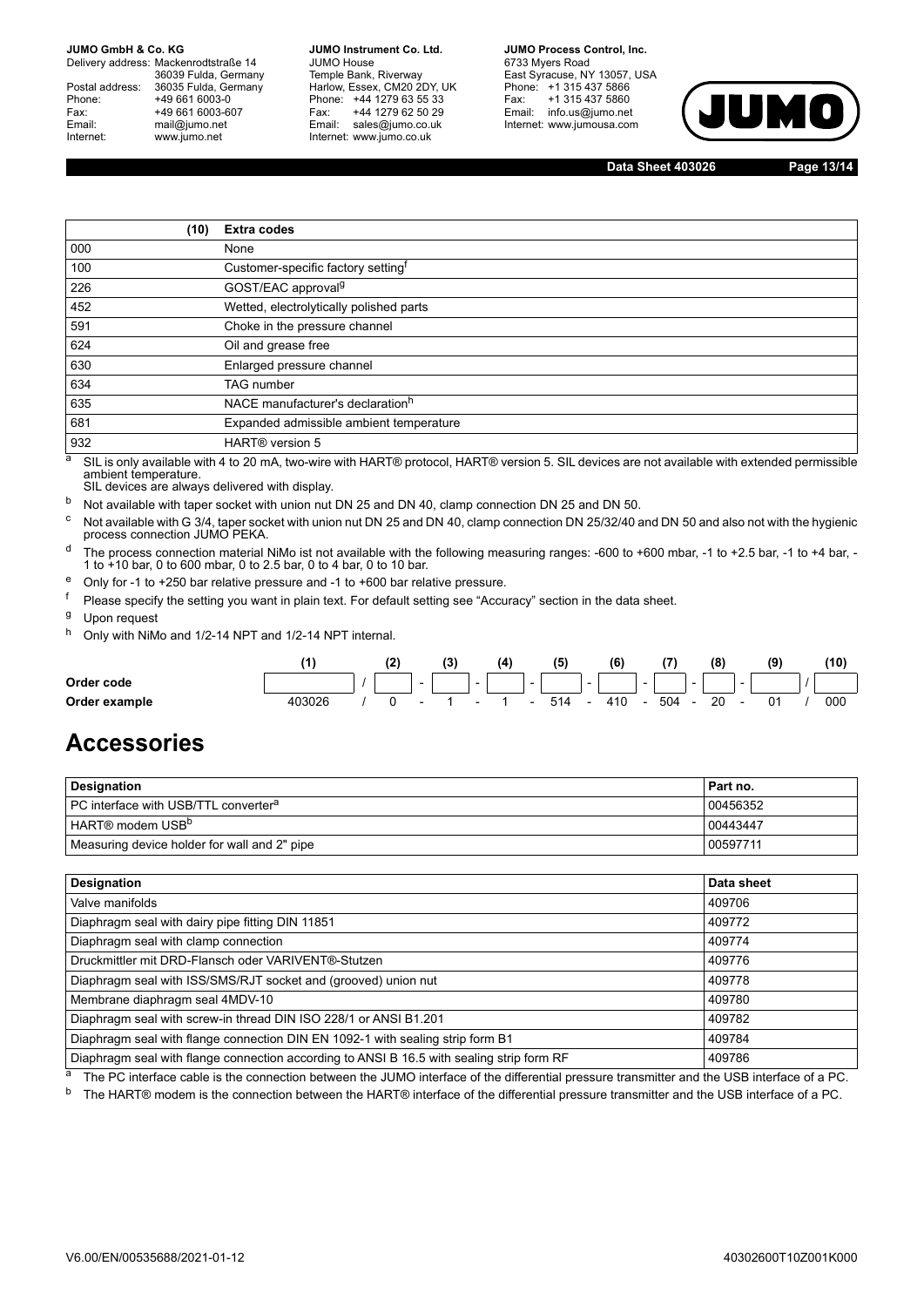| (10) | Extra codes |
|---|---|
| 000 | None |
| 100 | Customer-specific factory setting[f] |
| 226 | GOST/EAC approval[g] |
| 452 | Wetted, electrolytically polished parts |
| 591 | Choke in the pressure channel |
| 624 | Oil and grease free |
| 630 | Enlarged pressure channel |
| 634 | TAG number |
| 635 | NACE manufacturer's declaration[h] |
| 681 | Expanded admissible ambient temperature |
| 932 | HART® version 5 |

[a] SIL is only available with 4 to 20 mA, two-wire with HART® protocol, HART® version 5. SIL devices are not available with extended permissible ambient temperature.
SIL devices are always delivered with display.

[b] Not available with taper socket with union nut DN 25 and DN 40, clamp connection DN 25 and DN 50.

[c] Not available with G 3/4, taper socket with union nut DN 25 and DN 40, clamp connection DN 25/32/40 and DN 50 and also not with the hygienic process connection JUMO PEKA.

[d] The process connection material NiMo ist not available with the following measuring ranges: -600 to +600 mbar, -1 to +2.5 bar, -1 to +4 bar, -1 to +10 bar, 0 to 600 mbar, 0 to 2.5 bar, 0 to 4 bar, 0 to 10 bar.

[e] Only for -1 to +250 bar relative pressure and -1 to +600 bar relative pressure.

[f] Please specify the setting you want in plain text. For default setting see "Accuracy" section in the data sheet.

[g] Upon request

[h] Only with NiMo and 1/2-14 NPT and 1/2-14 NPT internal.

| | (1) | | (2) | | (3) | | (4) | | (5) | | (6) | | (7) | | (8) | | (9) | | (10) |
|---|---|---|---|---|---|---|---|---|---|---|---|---|---|---|---|---|---|---|---|
| Order code | | / | | - | | - | | - | | - | | - | | - | | - | | / | |
| Order example | 403026 | / | 0 | - | 1 | - | 1 | - | 514 | - | 410 | - | 504 | - | 20 | - | 01 | / | 000 |

# Accessories

| Designation | Part no. |
|---|---|
| PC interface with USB/TTL converter[a] | 00456352 |
| HART® modem USB[b] | 00443447 |
| Measuring device holder for wall and 2" pipe | 00597711 |

| Designation | Data sheet |
|---|---|
| Valve manifolds | 409706 |
| Diaphragm seal with dairy pipe fitting DIN 11851 | 409772 |
| Diaphragm seal with clamp connection | 409774 |
| Druckmittler mit DRD-Flansch oder VARIVENT®-Stutzen | 409776 |
| Diaphragm seal with ISS/SMS/RJT socket and (grooved) union nut | 409778 |
| Membrane diaphragm seal 4MDV-10 | 409780 |
| Diaphragm seal with screw-in thread DIN ISO 228/1 or ANSI B1.201 | 409782 |
| Diaphragm seal with flange connection DIN EN 1092-1 with sealing strip form B1 | 409784 |
| Diaphragm seal with flange connection according to ANSI B 16.5 with sealing strip form RF | 409786 |

[a] The PC interface cable is the connection between the JUMO interface of the differential pressure transmitter and the USB interface of a PC.

[b] The HART® modem is the connection between the HART® interface of the differential pressure transmitter and the USB interface of a PC.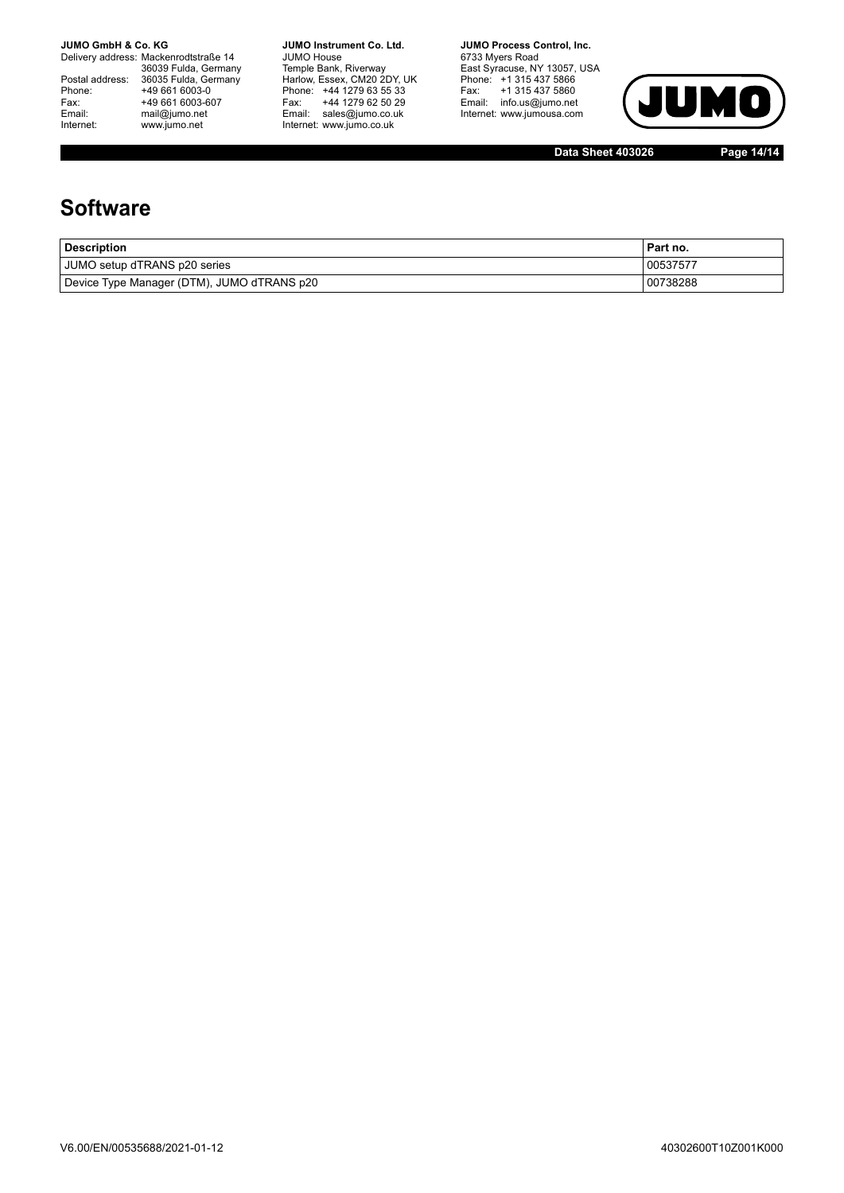# Software

| Description | Part no. |
|---|---|
| JUMO setup dTRANS p20 series | 00537577 |
| Device Type Manager (DTM), JUMO dTRANS p20 | 00738288 |